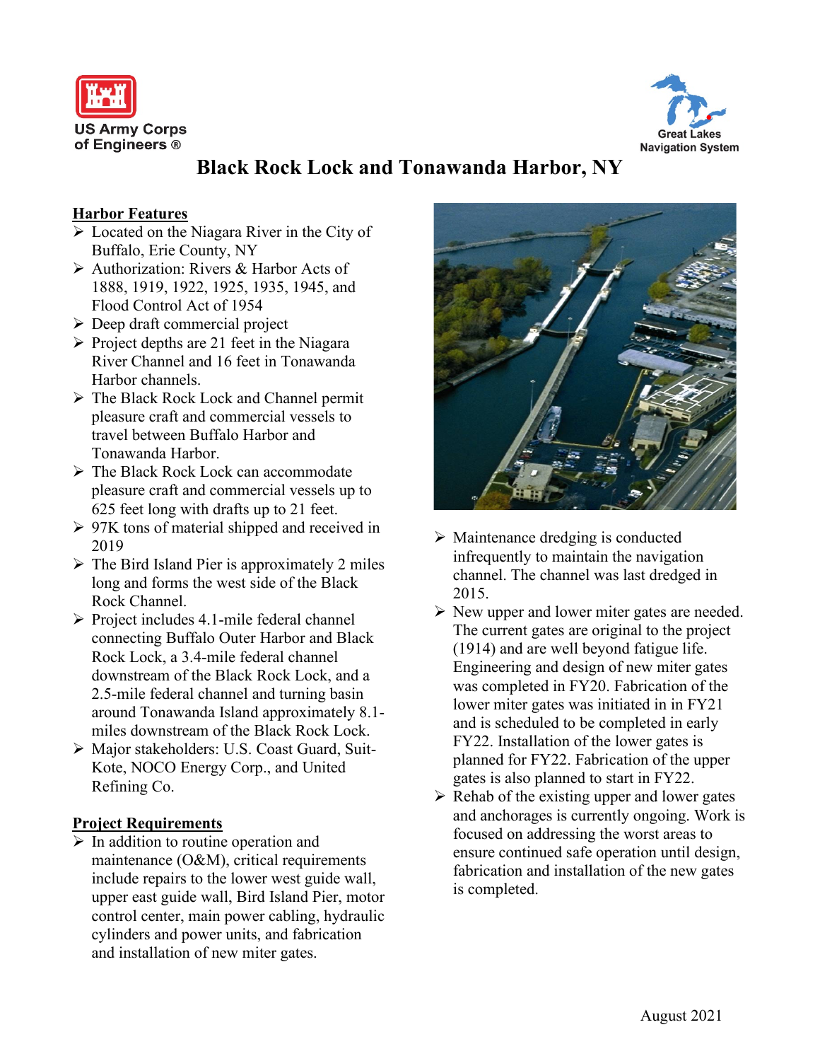US Army Corps of Engineers ®

Great Lakes Navigation System

# Black Rock Lock and Tonawanda Harbor, NY

## Harbor Features

- Located on the Niagara River in the City of Buffalo, Erie County, NY
- Authorization: Rivers & Harbor Acts of 1888, 1919, 1922, 1925, 1935, 1945, and Flood Control Act of 1954
- Deep draft commercial project
- Project depths are 21 feet in the Niagara River Channel and 16 feet in Tonawanda Harbor channels.
- The Black Rock Lock and Channel permit pleasure craft and commercial vessels to travel between Buffalo Harbor and Tonawanda Harbor.
- The Black Rock Lock can accommodate pleasure craft and commercial vessels up to 625 feet long with drafts up to 21 feet.
- 97K tons of material shipped and received in 2019
- The Bird Island Pier is approximately 2 miles long and forms the west side of the Black Rock Channel.
- Project includes 4.1-mile federal channel connecting Buffalo Outer Harbor and Black Rock Lock, a 3.4-mile federal channel downstream of the Black Rock Lock, and a 2.5-mile federal channel and turning basin around Tonawanda Island approximately 8.1-miles downstream of the Black Rock Lock.
- Major stakeholders: U.S. Coast Guard, Suit-Kote, NOCO Energy Corp., and United Refining Co.

## Project Requirements

- In addition to routine operation and maintenance (O&M), critical requirements include repairs to the lower west guide wall, upper east guide wall, Bird Island Pier, motor control center, main power cabling, hydraulic cylinders and power units, and fabrication and installation of new miter gates.
- Maintenance dredging is conducted infrequently to maintain the navigation channel. The channel was last dredged in 2015.
- New upper and lower miter gates are needed. The current gates are original to the project (1914) and are well beyond fatigue life. Engineering and design of new miter gates was completed in FY20. Fabrication of the lower miter gates was initiated in in FY21 and is scheduled to be completed in early FY22. Installation of the lower gates is planned for FY22. Fabrication of the upper gates is also planned to start in FY22.
- Rehab of the existing upper and lower gates and anchorages is currently ongoing. Work is focused on addressing the worst areas to ensure continued safe operation until design, fabrication and installation of the new gates is completed.

August 2021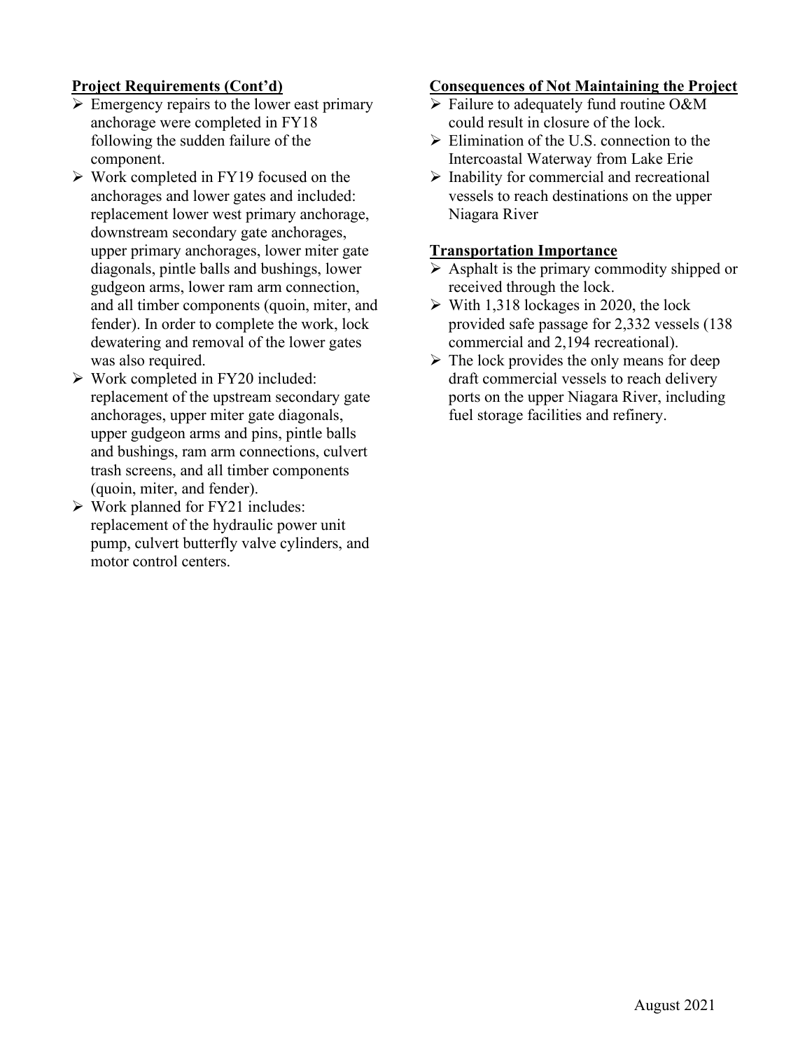## Project Requirements (Cont'd)

- Emergency repairs to the lower east primary anchorage were completed in FY18 following the sudden failure of the component.
- Work completed in FY19 focused on the anchorages and lower gates and included: replacement lower west primary anchorage, downstream secondary gate anchorages, upper primary anchorages, lower miter gate diagonals, pintle balls and bushings, lower gudgeon arms, lower ram arm connection, and all timber components (quoin, miter, and fender). In order to complete the work, lock dewatering and removal of the lower gates was also required.
- Work completed in FY20 included: replacement of the upstream secondary gate anchorages, upper miter gate diagonals, upper gudgeon arms and pins, pintle balls and bushings, ram arm connections, culvert trash screens, and all timber components (quoin, miter, and fender).
- Work planned for FY21 includes: replacement of the hydraulic power unit pump, culvert butterfly valve cylinders, and motor control centers.

## Consequences of Not Maintaining the Project

- Failure to adequately fund routine O&M could result in closure of the lock.
- Elimination of the U.S. connection to the Intercoastal Waterway from Lake Erie
- Inability for commercial and recreational vessels to reach destinations on the upper Niagara River

## Transportation Importance

- Asphalt is the primary commodity shipped or received through the lock.
- With 1,318 lockages in 2020, the lock provided safe passage for 2,332 vessels (138 commercial and 2,194 recreational).
- The lock provides the only means for deep draft commercial vessels to reach delivery ports on the upper Niagara River, including fuel storage facilities and refinery.

August 2021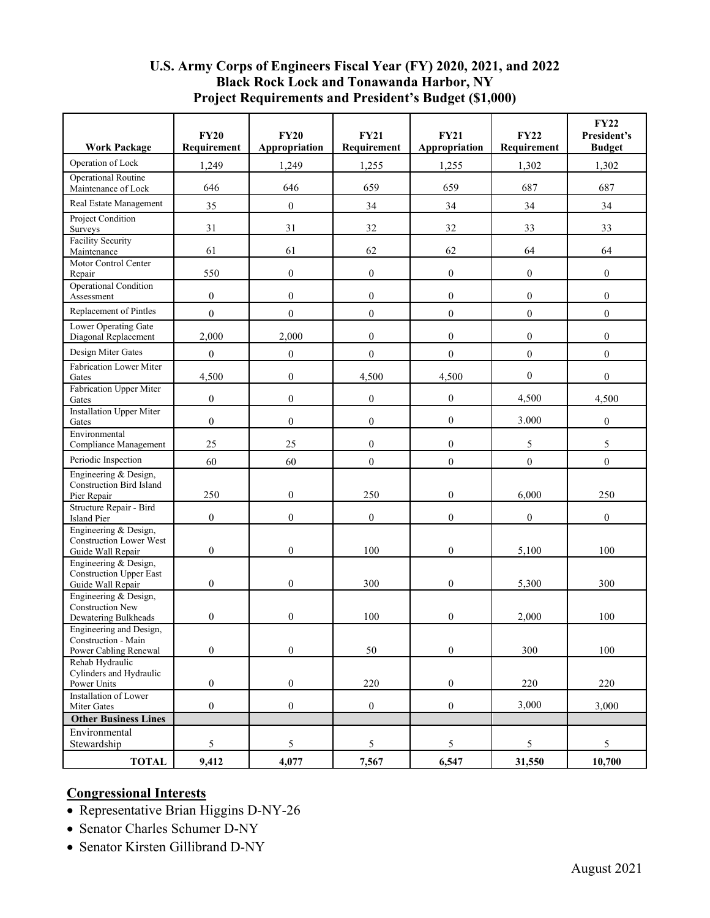# U.S. Army Corps of Engineers Fiscal Year (FY) 2020, 2021, and 2022
# Black Rock Lock and Tonawanda Harbor, NY
# Project Requirements and President's Budget ($1,000)

| Work Package | FY20 Requirement | FY20 Appropriation | FY21 Requirement | FY21 Appropriation | FY22 Requirement | FY22 President's Budget |
|---|---|---|---|---|---|---|
| Operation of Lock | 1,249 | 1,249 | 1,255 | 1,255 | 1,302 | 1,302 |
| Operational Routine Maintenance of Lock | 646 | 646 | 659 | 659 | 687 | 687 |
| Real Estate Management | 35 | 0 | 34 | 34 | 34 | 34 |
| Project Condition Surveys | 31 | 31 | 32 | 32 | 33 | 33 |
| Facility Security Maintenance | 61 | 61 | 62 | 62 | 64 | 64 |
| Motor Control Center Repair | 550 | 0 | 0 | 0 | 0 | 0 |
| Operational Condition Assessment | 0 | 0 | 0 | 0 | 0 | 0 |
| Replacement of Pintles | 0 | 0 | 0 | 0 | 0 | 0 |
| Lower Operating Gate Diagonal Replacement | 2,000 | 2,000 | 0 | 0 | 0 | 0 |
| Design Miter Gates | 0 | 0 | 0 | 0 | 0 | 0 |
| Fabrication Lower Miter Gates | 4,500 | 0 | 4,500 | 4,500 | 0 | 0 |
| Fabrication Upper Miter Gates | 0 | 0 | 0 | 0 | 4,500 | 4,500 |
| Installation Upper Miter Gates | 0 | 0 | 0 | 0 | 3.000 | 0 |
| Environmental Compliance Management | 25 | 25 | 0 | 0 | 5 | 5 |
| Periodic Inspection | 60 | 60 | 0 | 0 | 0 | 0 |
| Engineering & Design, Construction Bird Island Pier Repair | 250 | 0 | 250 | 0 | 6,000 | 250 |
| Structure Repair - Bird Island Pier | 0 | 0 | 0 | 0 | 0 | 0 |
| Engineering & Design, Construction Lower West Guide Wall Repair | 0 | 0 | 100 | 0 | 5,100 | 100 |
| Engineering & Design, Construction Upper East Guide Wall Repair | 0 | 0 | 300 | 0 | 5,300 | 300 |
| Engineering & Design, Construction New Dewatering Bulkheads | 0 | 0 | 100 | 0 | 2,000 | 100 |
| Engineering and Design, Construction - Main Power Cabling Renewal | 0 | 0 | 50 | 0 | 300 | 100 |
| Rehab Hydraulic Cylinders and Hydraulic Power Units | 0 | 0 | 220 | 0 | 220 | 220 |
| Installation of Lower Miter Gates | 0 | 0 | 0 | 0 | 3,000 | 3,000 |
| **Other Business Lines** | | | | | | |
| Environmental Stewardship | 5 | 5 | 5 | 5 | 5 | 5 |
| **TOTAL** | **9,412** | **4,077** | **7,567** | **6,547** | **31,550** | **10,700** |

## Congressional Interests

- Representative Brian Higgins D-NY-26
- Senator Charles Schumer D-NY
- Senator Kirsten Gillibrand D-NY

August 2021